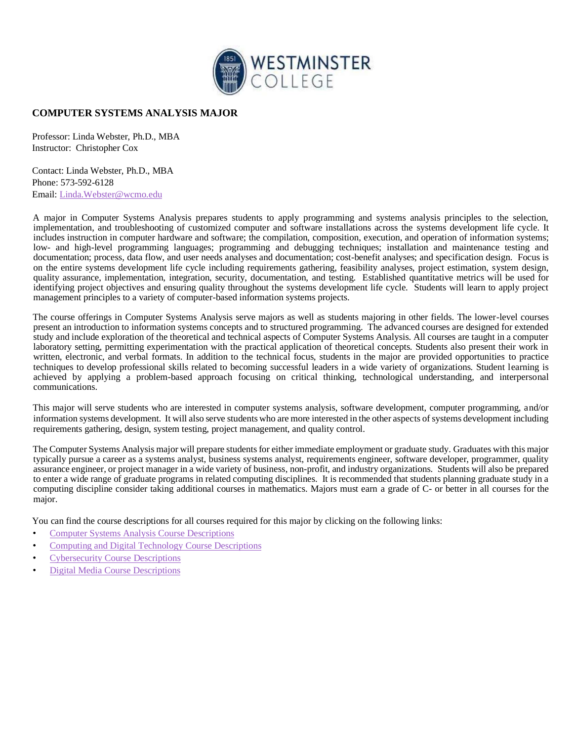WESTMINSTER COLLEGE

## COMPUTER SYSTEMS ANALYSIS MAJOR

Professor: Linda Webster, Ph.D., MBA
Instructor: Christopher Cox

Contact: Linda Webster, Ph.D., MBA
Phone: 573-592-6128
Email: Linda.Webster@wcmo.edu

A major in Computer Systems Analysis prepares students to apply programming and systems analysis principles to the selection, implementation, and troubleshooting of customized computer and software installations across the systems development life cycle. It includes instruction in computer hardware and software; the compilation, composition, execution, and operation of information systems; low- and high-level programming languages; programming and debugging techniques; installation and maintenance testing and documentation; process, data flow, and user needs analyses and documentation; cost-benefit analyses; and specification design. Focus is on the entire systems development life cycle including requirements gathering, feasibility analyses, project estimation, system design, quality assurance, implementation, integration, security, documentation, and testing. Established quantitative metrics will be used for identifying project objectives and ensuring quality throughout the systems development life cycle. Students will learn to apply project management principles to a variety of computer-based information systems projects.

The course offerings in Computer Systems Analysis serve majors as well as students majoring in other fields. The lower-level courses present an introduction to information systems concepts and to structured programming. The advanced courses are designed for extended study and include exploration of the theoretical and technical aspects of Computer Systems Analysis. All courses are taught in a computer laboratory setting, permitting experimentation with the practical application of theoretical concepts. Students also present their work in written, electronic, and verbal formats. In addition to the technical focus, students in the major are provided opportunities to practice techniques to develop professional skills related to becoming successful leaders in a wide variety of organizations. Student learning is achieved by applying a problem-based approach focusing on critical thinking, technological understanding, and interpersonal communications.

This major will serve students who are interested in computer systems analysis, software development, computer programming, and/or information systems development. It will also serve students who are more interested in the other aspects of systems development including requirements gathering, design, system testing, project management, and quality control.

The Computer Systems Analysis major will prepare students for either immediate employment or graduate study. Graduates with this major typically pursue a career as a systems analyst, business systems analyst, requirements engineer, software developer, programmer, quality assurance engineer, or project manager in a wide variety of business, non-profit, and industry organizations. Students will also be prepared to enter a wide range of graduate programs in related computing disciplines. It is recommended that students planning graduate study in a computing discipline consider taking additional courses in mathematics. Majors must earn a grade of C- or better in all courses for the major.

You can find the course descriptions for all courses required for this major by clicking on the following links:

- Computer Systems Analysis Course Descriptions
- Computing and Digital Technology Course Descriptions
- Cybersecurity Course Descriptions
- Digital Media Course Descriptions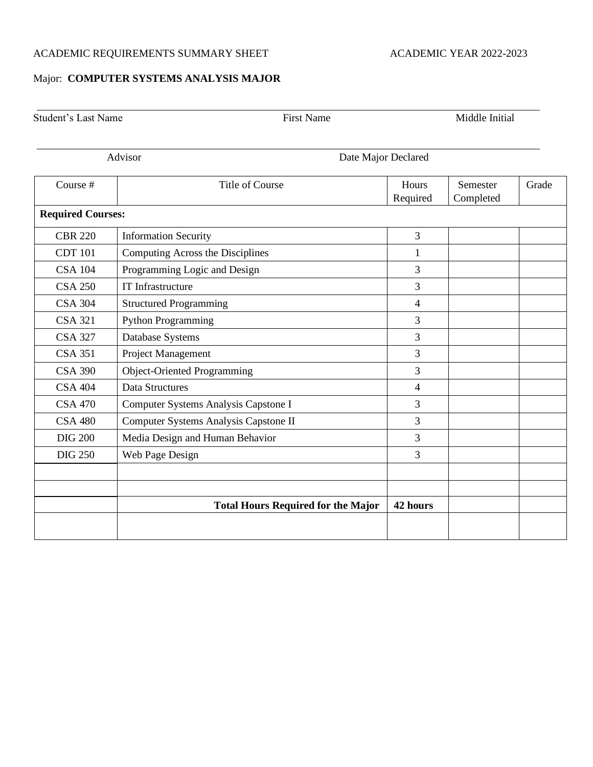ACADEMIC REQUIREMENTS SUMMARY SHEET ACADEMIC YEAR 2022-2023

Major: **COMPUTER SYSTEMS ANALYSIS MAJOR**

Student's Last Name First Name Middle Initial

Advisor Date Major Declared

| Course # | Title of Course | Hours Required | Semester Completed | Grade |
|---|---|---|---|---|
| **Required Courses:** | | | | |
| CBR 220 | Information Security | 3 | | |
| CDT 101 | Computing Across the Disciplines | 1 | | |
| CSA 104 | Programming Logic and Design | 3 | | |
| CSA 250 | IT Infrastructure | 3 | | |
| CSA 304 | Structured Programming | 4 | | |
| CSA 321 | Python Programming | 3 | | |
| CSA 327 | Database Systems | 3 | | |
| CSA 351 | Project Management | 3 | | |
| CSA 390 | Object-Oriented Programming | 3 | | |
| CSA 404 | Data Structures | 4 | | |
| CSA 470 | Computer Systems Analysis Capstone I | 3 | | |
| CSA 480 | Computer Systems Analysis Capstone II | 3 | | |
| DIG 200 | Media Design and Human Behavior | 3 | | |
| DIG 250 | Web Page Design | 3 | | |
| | | | | |
| | | | | |
| | **Total Hours Required for the Major** | **42 hours** | | |
| | | | | |